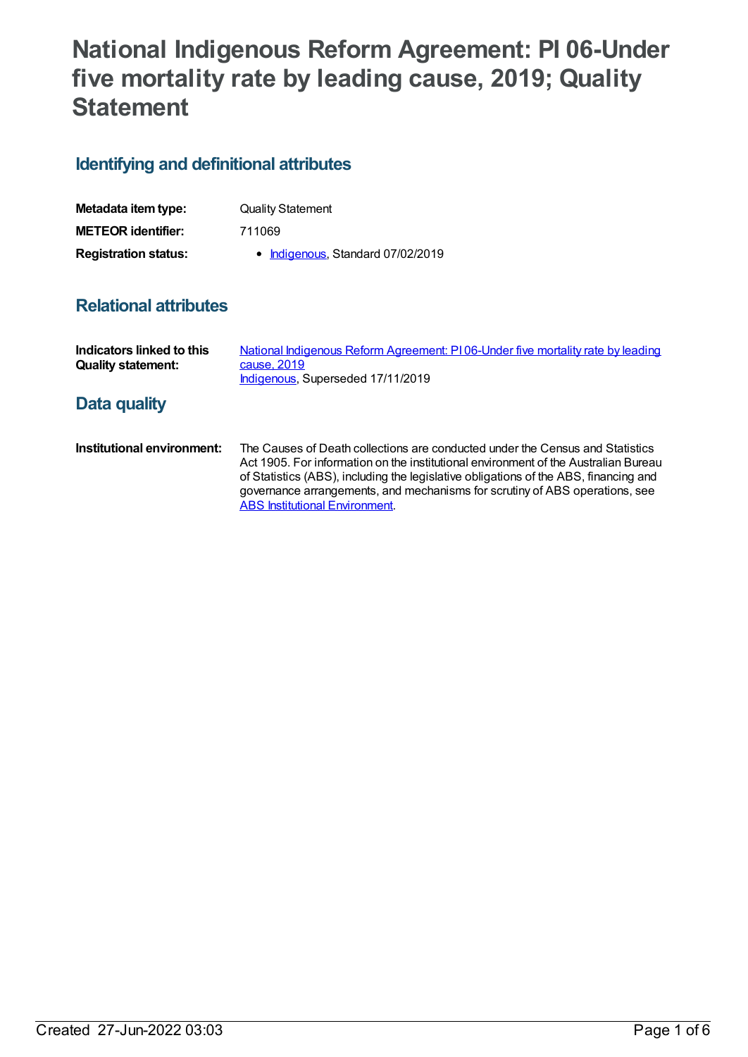# National Indigenous Reform Agreement: PI 06-Under five mortality rate by leading cause, 2019; Quality Statement

## Identifying and definitional attributes

| | |
|---|---|
| **Metadata item type:** | Quality Statement |
| **METEOR identifier:** | 711069 |
| **Registration status:** | • Indigenous, Standard 07/02/2019 |

## Relational attributes

| | |
|---|---|
| **Indicators linked to this Quality statement:** | National Indigenous Reform Agreement: PI 06-Under five mortality rate by leading cause, 2019<br>Indigenous, Superseded 17/11/2019 |

## Data quality

| | |
|---|---|
| **Institutional environment:** | The Causes of Death collections are conducted under the Census and Statistics Act 1905. For information on the institutional environment of the Australian Bureau of Statistics (ABS), including the legislative obligations of the ABS, financing and governance arrangements, and mechanisms for scrutiny of ABS operations, see ABS Institutional Environment. |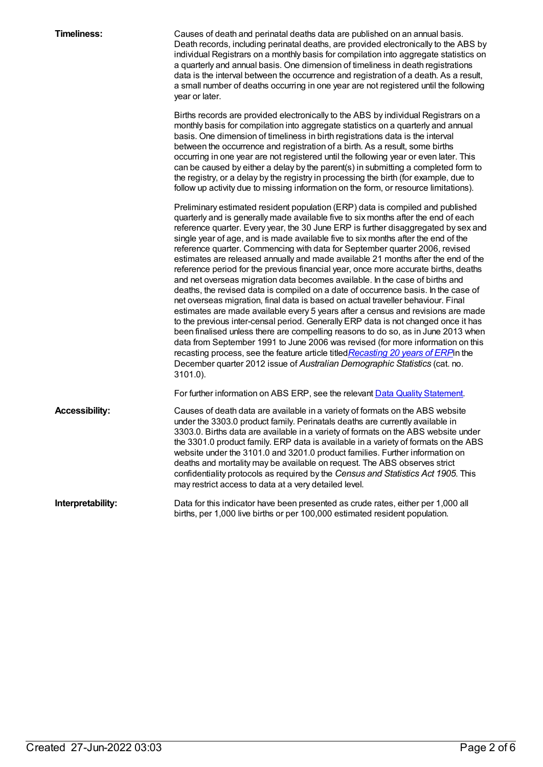**Timeliness:**

Causes of death and perinatal deaths data are published on an annual basis. Death records, including perinatal deaths, are provided electronically to the ABS by individual Registrars on a monthly basis for compilation into aggregate statistics on a quarterly and annual basis. One dimension of timeliness in death registrations data is the interval between the occurrence and registration of a death. As a result, a small number of deaths occurring in one year are not registered until the following year or later.

Births records are provided electronically to the ABS by individual Registrars on a monthly basis for compilation into aggregate statistics on a quarterly and annual basis. One dimension of timeliness in birth registrations data is the interval between the occurrence and registration of a birth. As a result, some births occurring in one year are not registered until the following year or even later. This can be caused by either a delay by the parent(s) in submitting a completed form to the registry, or a delay by the registry in processing the birth (for example, due to follow up activity due to missing information on the form, or resource limitations).

Preliminary estimated resident population (ERP) data is compiled and published quarterly and is generally made available five to six months after the end of each reference quarter. Every year, the 30 June ERP is further disaggregated by sex and single year of age, and is made available five to six months after the end of the reference quarter. Commencing with data for September quarter 2006, revised estimates are released annually and made available 21 months after the end of the reference period for the previous financial year, once more accurate births, deaths and net overseas migration data becomes available. In the case of births and deaths, the revised data is compiled on a date of occurrence basis. In the case of net overseas migration, final data is based on actual traveller behaviour. Final estimates are made available every 5 years after a census and revisions are made to the previous inter-censal period. Generally ERP data is not changed once it has been finalised unless there are compelling reasons to do so, as in June 2013 when data from September 1991 to June 2006 was revised (for more information on this recasting process, see the feature article titled *Recasting 20 years of ERP* in the December quarter 2012 issue of *Australian Demographic Statistics* (cat. no. 3101.0).

For further information on ABS ERP, see the relevant Data Quality Statement.

**Accessibility:**

Causes of death data are available in a variety of formats on the ABS website under the 3303.0 product family. Perinatals deaths are currently available in 3303.0. Births data are available in a variety of formats on the ABS website under the 3301.0 product family. ERP data is available in a variety of formats on the ABS website under the 3101.0 and 3201.0 product families. Further information on deaths and mortality may be available on request. The ABS observes strict confidentiality protocols as required by the *Census and Statistics Act 1905*. This may restrict access to data at a very detailed level.

**Interpretability:**

Data for this indicator have been presented as crude rates, either per 1,000 all births, per 1,000 live births or per 100,000 estimated resident population.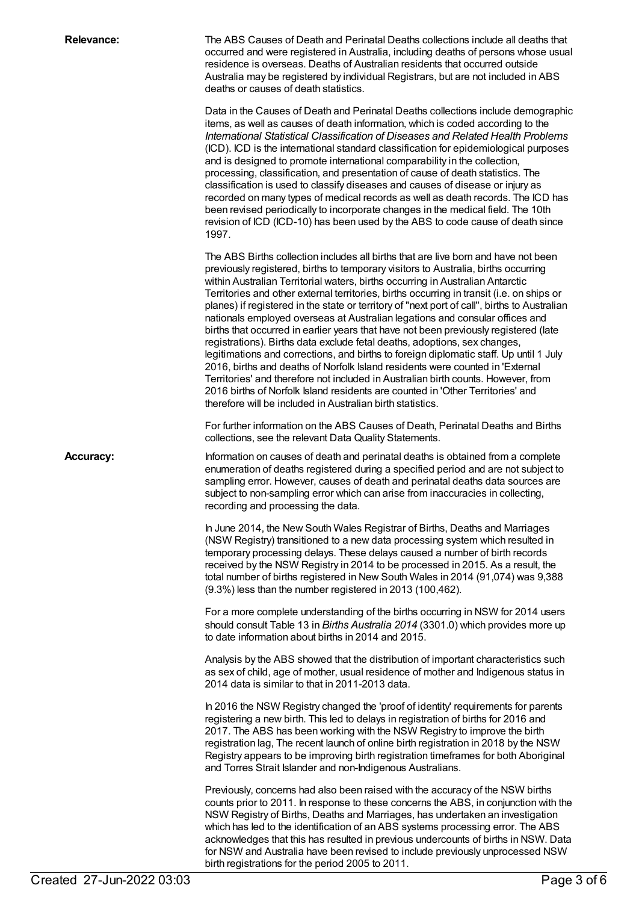**Relevance:**

The ABS Causes of Death and Perinatal Deaths collections include all deaths that occurred and were registered in Australia, including deaths of persons whose usual residence is overseas. Deaths of Australian residents that occurred outside Australia may be registered by individual Registrars, but are not included in ABS deaths or causes of death statistics.

Data in the Causes of Death and Perinatal Deaths collections include demographic items, as well as causes of death information, which is coded according to the *International Statistical Classification of Diseases and Related Health Problems* (ICD). ICD is the international standard classification for epidemiological purposes and is designed to promote international comparability in the collection, processing, classification, and presentation of cause of death statistics. The classification is used to classify diseases and causes of disease or injury as recorded on many types of medical records as well as death records. The ICD has been revised periodically to incorporate changes in the medical field. The 10th revision of ICD (ICD-10) has been used by the ABS to code cause of death since 1997.

The ABS Births collection includes all births that are live born and have not been previously registered, births to temporary visitors to Australia, births occurring within Australian Territorial waters, births occurring in Australian Antarctic Territories and other external territories, births occurring in transit (i.e. on ships or planes) if registered in the state or territory of "next port of call", births to Australian nationals employed overseas at Australian legations and consular offices and births that occurred in earlier years that have not been previously registered (late registrations). Births data exclude fetal deaths, adoptions, sex changes, legitimations and corrections, and births to foreign diplomatic staff. Up until 1 July 2016, births and deaths of Norfolk Island residents were counted in 'External Territories' and therefore not included in Australian birth counts. However, from 2016 births of Norfolk Island residents are counted in 'Other Territories' and therefore will be included in Australian birth statistics.

For further information on the ABS Causes of Death, Perinatal Deaths and Births collections, see the relevant Data Quality Statements.

**Accuracy:**

Information on causes of death and perinatal deaths is obtained from a complete enumeration of deaths registered during a specified period and are not subject to sampling error. However, causes of death and perinatal deaths data sources are subject to non-sampling error which can arise from inaccuracies in collecting, recording and processing the data.

In June 2014, the New South Wales Registrar of Births, Deaths and Marriages (NSW Registry) transitioned to a new data processing system which resulted in temporary processing delays. These delays caused a number of birth records received by the NSW Registry in 2014 to be processed in 2015. As a result, the total number of births registered in New South Wales in 2014 (91,074) was 9,388 (9.3%) less than the number registered in 2013 (100,462).

For a more complete understanding of the births occurring in NSW for 2014 users should consult Table 13 in *Births Australia 2014* (3301.0) which provides more up to date information about births in 2014 and 2015.

Analysis by the ABS showed that the distribution of important characteristics such as sex of child, age of mother, usual residence of mother and Indigenous status in 2014 data is similar to that in 2011-2013 data.

In 2016 the NSW Registry changed the 'proof of identity' requirements for parents registering a new birth. This led to delays in registration of births for 2016 and 2017. The ABS has been working with the NSW Registry to improve the birth registration lag, The recent launch of online birth registration in 2018 by the NSW Registry appears to be improving birth registration timeframes for both Aboriginal and Torres Strait Islander and non-Indigenous Australians.

Previously, concerns had also been raised with the accuracy of the NSW births counts prior to 2011. In response to these concerns the ABS, in conjunction with the NSW Registry of Births, Deaths and Marriages, has undertaken an investigation which has led to the identification of an ABS systems processing error. The ABS acknowledges that this has resulted in previous undercounts of births in NSW. Data for NSW and Australia have been revised to include previously unprocessed NSW birth registrations for the period 2005 to 2011.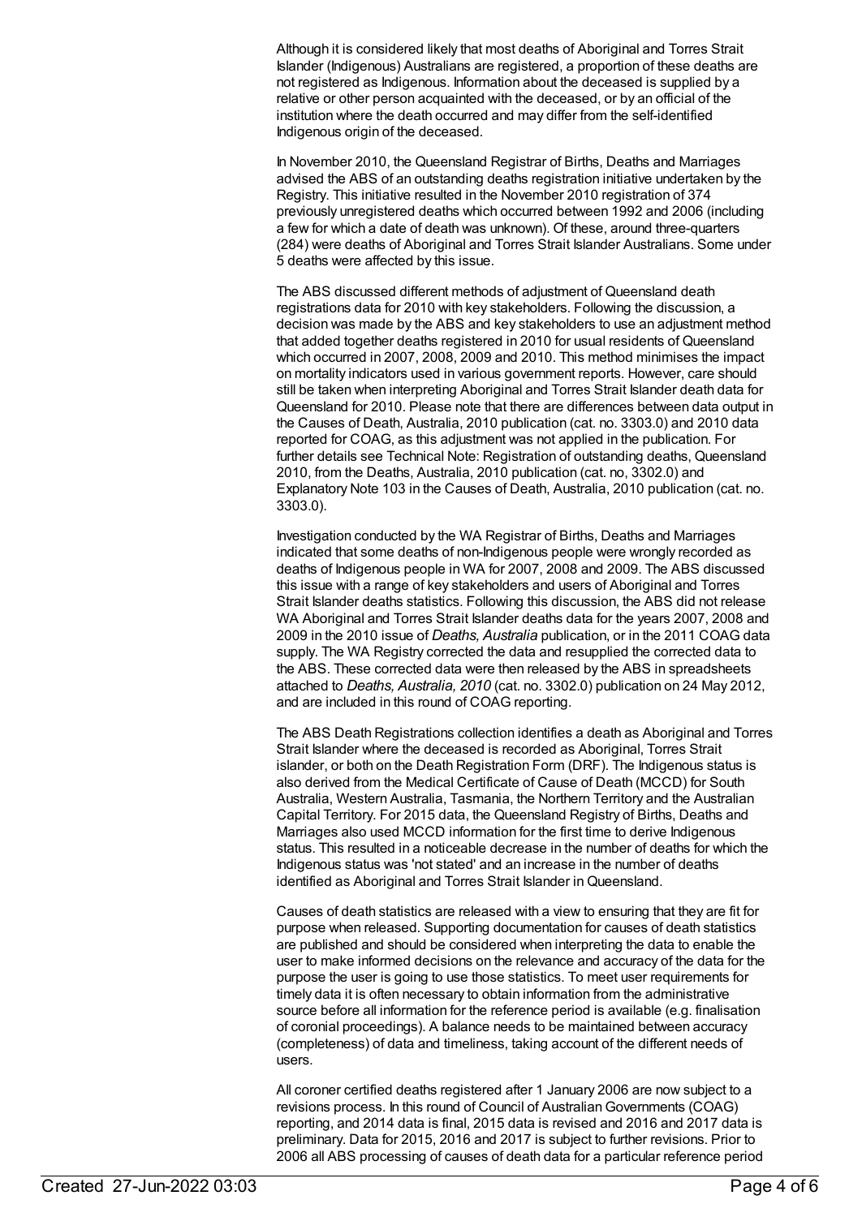Although it is considered likely that most deaths of Aboriginal and Torres Strait Islander (Indigenous) Australians are registered, a proportion of these deaths are not registered as Indigenous. Information about the deceased is supplied by a relative or other person acquainted with the deceased, or by an official of the institution where the death occurred and may differ from the self-identified Indigenous origin of the deceased.

In November 2010, the Queensland Registrar of Births, Deaths and Marriages advised the ABS of an outstanding deaths registration initiative undertaken by the Registry. This initiative resulted in the November 2010 registration of 374 previously unregistered deaths which occurred between 1992 and 2006 (including a few for which a date of death was unknown). Of these, around three-quarters (284) were deaths of Aboriginal and Torres Strait Islander Australians. Some under 5 deaths were affected by this issue.

The ABS discussed different methods of adjustment of Queensland death registrations data for 2010 with key stakeholders. Following the discussion, a decision was made by the ABS and key stakeholders to use an adjustment method that added together deaths registered in 2010 for usual residents of Queensland which occurred in 2007, 2008, 2009 and 2010. This method minimises the impact on mortality indicators used in various government reports. However, care should still be taken when interpreting Aboriginal and Torres Strait Islander death data for Queensland for 2010. Please note that there are differences between data output in the Causes of Death, Australia, 2010 publication (cat. no. 3303.0) and 2010 data reported for COAG, as this adjustment was not applied in the publication. For further details see Technical Note: Registration of outstanding deaths, Queensland 2010, from the Deaths, Australia, 2010 publication (cat. no, 3302.0) and Explanatory Note 103 in the Causes of Death, Australia, 2010 publication (cat. no. 3303.0).

Investigation conducted by the WA Registrar of Births, Deaths and Marriages indicated that some deaths of non-Indigenous people were wrongly recorded as deaths of Indigenous people in WA for 2007, 2008 and 2009. The ABS discussed this issue with a range of key stakeholders and users of Aboriginal and Torres Strait Islander deaths statistics. Following this discussion, the ABS did not release WA Aboriginal and Torres Strait Islander deaths data for the years 2007, 2008 and 2009 in the 2010 issue of *Deaths, Australia* publication, or in the 2011 COAG data supply. The WA Registry corrected the data and resupplied the corrected data to the ABS. These corrected data were then released by the ABS in spreadsheets attached to *Deaths, Australia, 2010* (cat. no. 3302.0) publication on 24 May 2012, and are included in this round of COAG reporting.

The ABS Death Registrations collection identifies a death as Aboriginal and Torres Strait Islander where the deceased is recorded as Aboriginal, Torres Strait islander, or both on the Death Registration Form (DRF). The Indigenous status is also derived from the Medical Certificate of Cause of Death (MCCD) for South Australia, Western Australia, Tasmania, the Northern Territory and the Australian Capital Territory. For 2015 data, the Queensland Registry of Births, Deaths and Marriages also used MCCD information for the first time to derive Indigenous status. This resulted in a noticeable decrease in the number of deaths for which the Indigenous status was 'not stated' and an increase in the number of deaths identified as Aboriginal and Torres Strait Islander in Queensland.

Causes of death statistics are released with a view to ensuring that they are fit for purpose when released. Supporting documentation for causes of death statistics are published and should be considered when interpreting the data to enable the user to make informed decisions on the relevance and accuracy of the data for the purpose the user is going to use those statistics. To meet user requirements for timely data it is often necessary to obtain information from the administrative source before all information for the reference period is available (e.g. finalisation of coronial proceedings). A balance needs to be maintained between accuracy (completeness) of data and timeliness, taking account of the different needs of users.

All coroner certified deaths registered after 1 January 2006 are now subject to a revisions process. In this round of Council of Australian Governments (COAG) reporting, and 2014 data is final, 2015 data is revised and 2016 and 2017 data is preliminary. Data for 2015, 2016 and 2017 is subject to further revisions. Prior to 2006 all ABS processing of causes of death data for a particular reference period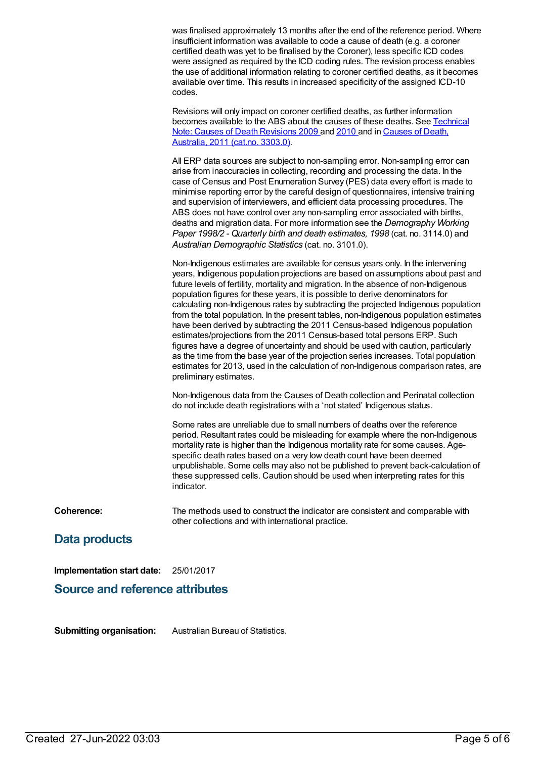was finalised approximately 13 months after the end of the reference period. Where insufficient information was available to code a cause of death (e.g. a coroner certified death was yet to be finalised by the Coroner), less specific ICD codes were assigned as required by the ICD coding rules. The revision process enables the use of additional information relating to coroner certified deaths, as it becomes available over time. This results in increased specificity of the assigned ICD-10 codes.

Revisions will only impact on coroner certified deaths, as further information becomes available to the ABS about the causes of these deaths. See [Technical Note: Causes of Death Revisions 2009](#) and [2010](#) and in [Causes of Death, Australia, 2011 (cat.no. 3303.0)](#).

All ERP data sources are subject to non-sampling error. Non-sampling error can arise from inaccuracies in collecting, recording and processing the data. In the case of Census and Post Enumeration Survey (PES) data every effort is made to minimise reporting error by the careful design of questionnaires, intensive training and supervision of interviewers, and efficient data processing procedures. The ABS does not have control over any non-sampling error associated with births, deaths and migration data. For more information see the *Demography Working Paper 1998/2 - Quarterly birth and death estimates, 1998* (cat. no. 3114.0) and *Australian Demographic Statistics* (cat. no. 3101.0).

Non-Indigenous estimates are available for census years only. In the intervening years, Indigenous population projections are based on assumptions about past and future levels of fertility, mortality and migration. In the absence of non-Indigenous population figures for these years, it is possible to derive denominators for calculating non-Indigenous rates by subtracting the projected Indigenous population from the total population. In the present tables, non-Indigenous population estimates have been derived by subtracting the 2011 Census-based Indigenous population estimates/projections from the 2011 Census-based total persons ERP. Such figures have a degree of uncertainty and should be used with caution, particularly as the time from the base year of the projection series increases. Total population estimates for 2013, used in the calculation of non-Indigenous comparison rates, are preliminary estimates.

Non-Indigenous data from the Causes of Death collection and Perinatal collection do not include death registrations with a 'not stated' Indigenous status.

Some rates are unreliable due to small numbers of deaths over the reference period. Resultant rates could be misleading for example where the non-Indigenous mortality rate is higher than the Indigenous mortality rate for some causes. Age-specific death rates based on a very low death count have been deemed unpublishable. Some cells may also not be published to prevent back-calculation of these suppressed cells. Caution should be used when interpreting rates for this indicator.

**Coherence:** The methods used to construct the indicator are consistent and comparable with other collections and with international practice.

## Data products

**Implementation start date:** 25/01/2017

## Source and reference attributes

**Submitting organisation:** Australian Bureau of Statistics.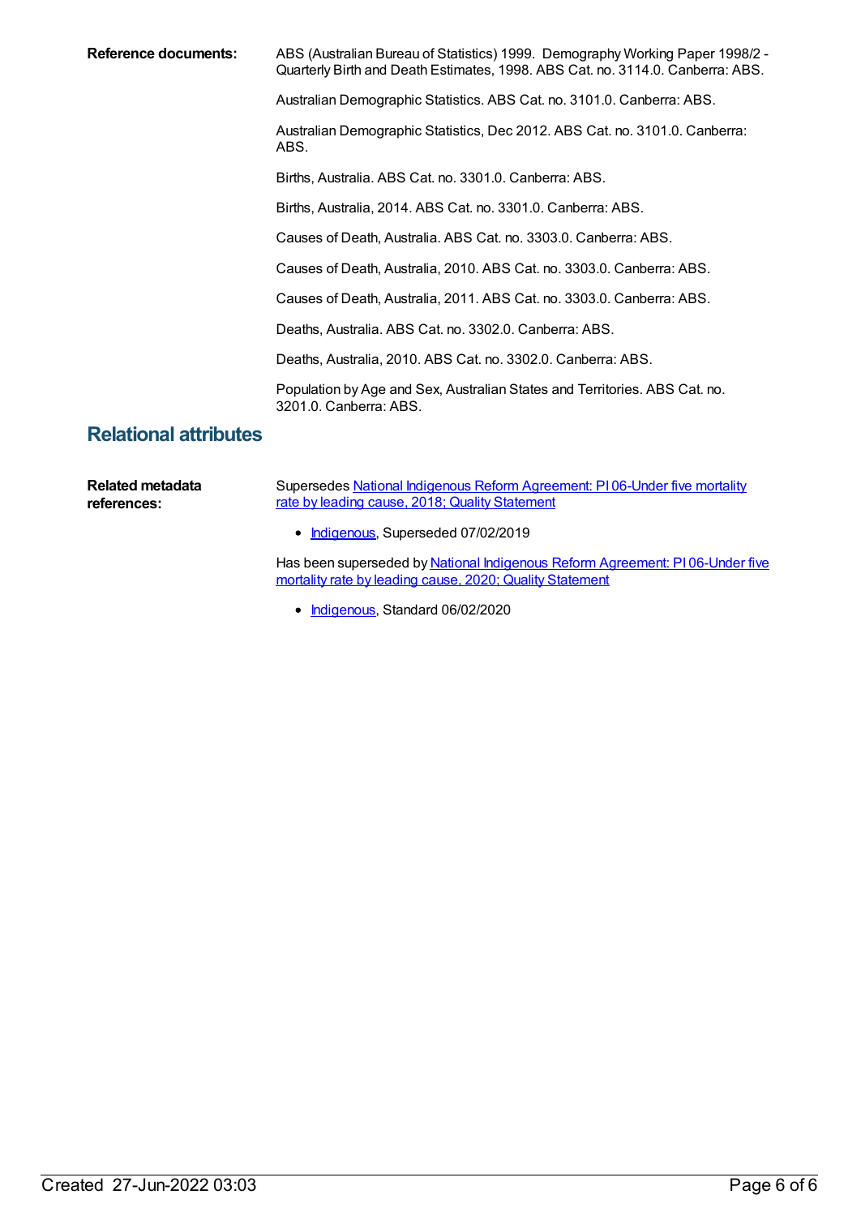**Reference documents:**

ABS (Australian Bureau of Statistics) 1999. Demography Working Paper 1998/2 - Quarterly Birth and Death Estimates, 1998. ABS Cat. no. 3114.0. Canberra: ABS.

Australian Demographic Statistics. ABS Cat. no. 3101.0. Canberra: ABS.

Australian Demographic Statistics, Dec 2012. ABS Cat. no. 3101.0. Canberra: ABS.

Births, Australia. ABS Cat. no. 3301.0. Canberra: ABS.

Births, Australia, 2014. ABS Cat. no. 3301.0. Canberra: ABS.

Causes of Death, Australia. ABS Cat. no. 3303.0. Canberra: ABS.

Causes of Death, Australia, 2010. ABS Cat. no. 3303.0. Canberra: ABS.

Causes of Death, Australia, 2011. ABS Cat. no. 3303.0. Canberra: ABS.

Deaths, Australia. ABS Cat. no. 3302.0. Canberra: ABS.

Deaths, Australia, 2010. ABS Cat. no. 3302.0. Canberra: ABS.

Population by Age and Sex, Australian States and Territories. ABS Cat. no. 3201.0. Canberra: ABS.

## Relational attributes

**Related metadata references:**

Supersedes National Indigenous Reform Agreement: PI 06-Under five mortality rate by leading cause, 2018; Quality Statement

- Indigenous, Superseded 07/02/2019

Has been superseded by National Indigenous Reform Agreement: PI 06-Under five mortality rate by leading cause, 2020; Quality Statement

- Indigenous, Standard 06/02/2020